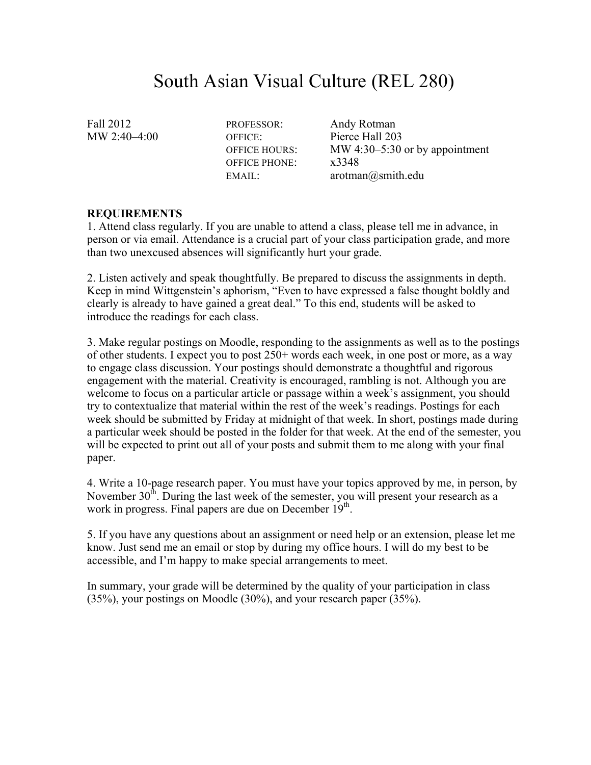# South Asian Visual Culture (REL 280)

| | | |
|---|---|---|
| Fall 2012 | PROFESSOR: | Andy Rotman |
| MW 2:40–4:00 | OFFICE: | Pierce Hall 203 |
| | OFFICE HOURS: | MW 4:30–5:30 or by appointment |
| | OFFICE PHONE: | x3348 |
| | EMAIL: | arotman@smith.edu |

**REQUIREMENTS**

1. Attend class regularly. If you are unable to attend a class, please tell me in advance, in person or via email. Attendance is a crucial part of your class participation grade, and more than two unexcused absences will significantly hurt your grade.

2. Listen actively and speak thoughtfully. Be prepared to discuss the assignments in depth. Keep in mind Wittgenstein's aphorism, "Even to have expressed a false thought boldly and clearly is already to have gained a great deal." To this end, students will be asked to introduce the readings for each class.

3. Make regular postings on Moodle, responding to the assignments as well as to the postings of other students. I expect you to post 250+ words each week, in one post or more, as a way to engage class discussion. Your postings should demonstrate a thoughtful and rigorous engagement with the material. Creativity is encouraged, rambling is not. Although you are welcome to focus on a particular article or passage within a week's assignment, you should try to contextualize that material within the rest of the week's readings. Postings for each week should be submitted by Friday at midnight of that week. In short, postings made during a particular week should be posted in the folder for that week. At the end of the semester, you will be expected to print out all of your posts and submit them to me along with your final paper.

4. Write a 10-page research paper. You must have your topics approved by me, in person, by November 30th. During the last week of the semester, you will present your research as a work in progress. Final papers are due on December 19th.

5. If you have any questions about an assignment or need help or an extension, please let me know. Just send me an email or stop by during my office hours. I will do my best to be accessible, and I'm happy to make special arrangements to meet.

In summary, your grade will be determined by the quality of your participation in class (35%), your postings on Moodle (30%), and your research paper (35%).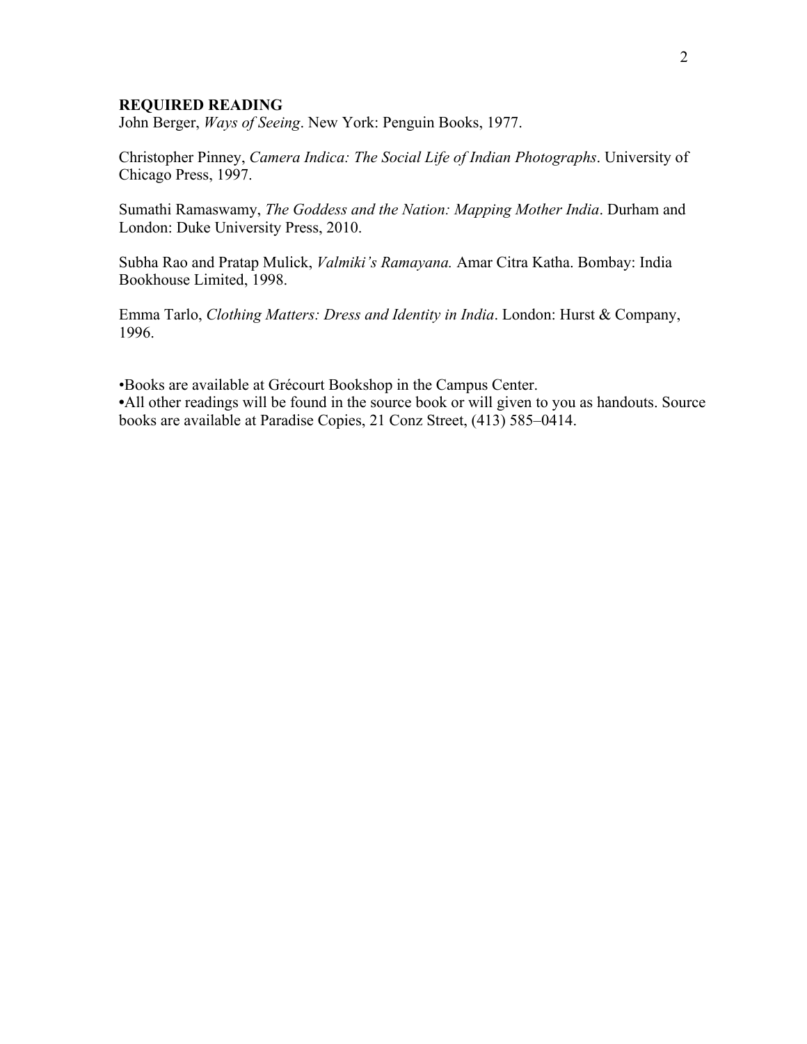**REQUIRED READING**

John Berger, *Ways of Seeing*. New York: Penguin Books, 1977.

Christopher Pinney, *Camera Indica: The Social Life of Indian Photographs*. University of Chicago Press, 1997.

Sumathi Ramaswamy, *The Goddess and the Nation: Mapping Mother India*. Durham and London: Duke University Press, 2010.

Subha Rao and Pratap Mulick, *Valmiki's Ramayana.* Amar Citra Katha. Bombay: India Bookhouse Limited, 1998.

Emma Tarlo, *Clothing Matters: Dress and Identity in India*. London: Hurst & Company, 1996.

•Books are available at Grécourt Bookshop in the Campus Center.
•All other readings will be found in the source book or will given to you as handouts. Source books are available at Paradise Copies, 21 Conz Street, (413) 585–0414.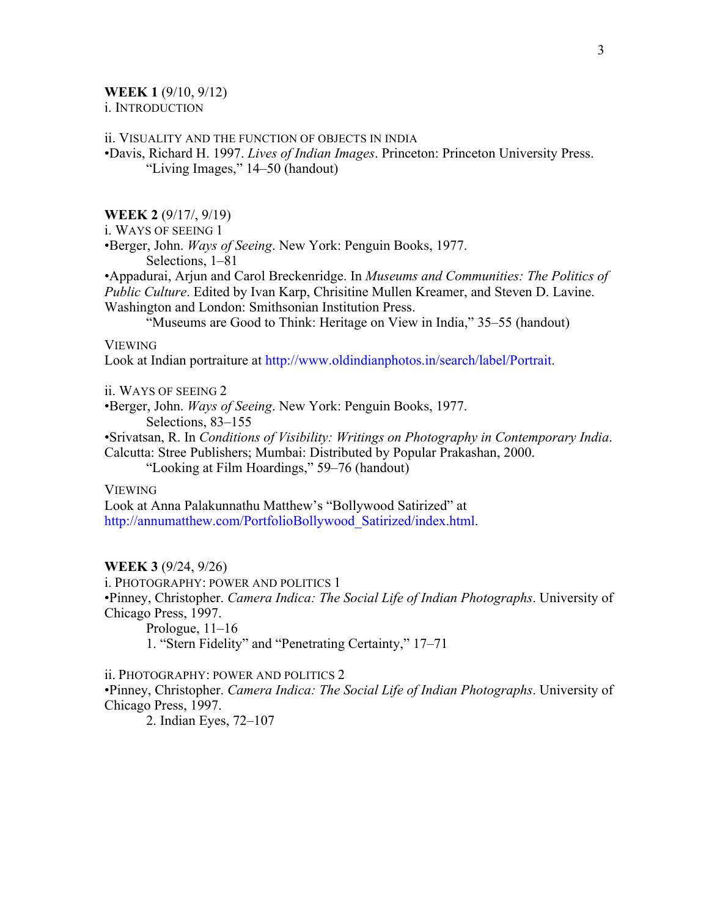**WEEK 1** (9/10, 9/12)
i. INTRODUCTION

ii. VISUALITY AND THE FUNCTION OF OBJECTS IN INDIA
•Davis, Richard H. 1997. *Lives of Indian Images*. Princeton: Princeton University Press.
   "Living Images," 14–50 (handout)

**WEEK 2** (9/17/, 9/19)
i. WAYS OF SEEING 1
•Berger, John. *Ways of Seeing*. New York: Penguin Books, 1977.
   Selections, 1–81
•Appadurai, Arjun and Carol Breckenridge. In *Museums and Communities: The Politics of Public Culture*. Edited by Ivan Karp, Chrisitine Mullen Kreamer, and Steven D. Lavine. Washington and London: Smithsonian Institution Press.
   "Museums are Good to Think: Heritage on View in India," 35–55 (handout)

VIEWING
Look at Indian portraiture at http://www.oldindianphotos.in/search/label/Portrait.

ii. WAYS OF SEEING 2
•Berger, John. *Ways of Seeing*. New York: Penguin Books, 1977.
   Selections, 83–155
•Srivatsan, R. In *Conditions of Visibility: Writings on Photography in Contemporary India*. Calcutta: Stree Publishers; Mumbai: Distributed by Popular Prakashan, 2000.
   "Looking at Film Hoardings," 59–76 (handout)

VIEWING
Look at Anna Palakunnathu Matthew's "Bollywood Satirized" at http://annumatthew.com/PortfolioBollywood_Satirized/index.html.

**WEEK 3** (9/24, 9/26)
i. PHOTOGRAPHY: POWER AND POLITICS 1
•Pinney, Christopher. *Camera Indica: The Social Life of Indian Photographs*. University of Chicago Press, 1997.
   Prologue, 11–16
   1. "Stern Fidelity" and "Penetrating Certainty," 17–71

ii. PHOTOGRAPHY: POWER AND POLITICS 2
•Pinney, Christopher. *Camera Indica: The Social Life of Indian Photographs*. University of Chicago Press, 1997.
   2. Indian Eyes, 72–107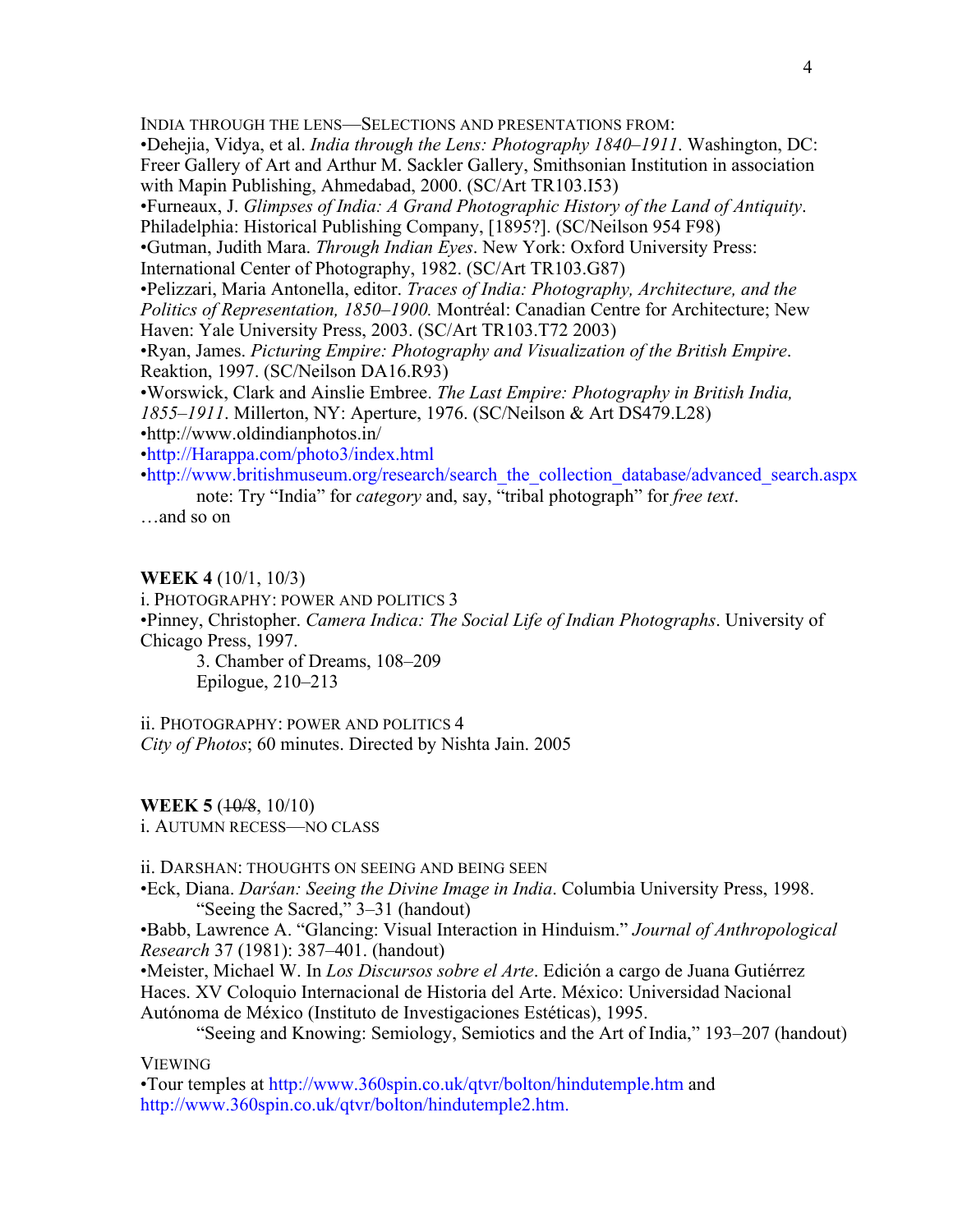INDIA THROUGH THE LENS—SELECTIONS AND PRESENTATIONS FROM:

•Dehejia, Vidya, et al. *India through the Lens: Photography 1840–1911*. Washington, DC: Freer Gallery of Art and Arthur M. Sackler Gallery, Smithsonian Institution in association with Mapin Publishing, Ahmedabad, 2000. (SC/Art TR103.I53)
•Furneaux, J. *Glimpses of India: A Grand Photographic History of the Land of Antiquity*. Philadelphia: Historical Publishing Company, [1895?]. (SC/Neilson 954 F98)
•Gutman, Judith Mara. *Through Indian Eyes*. New York: Oxford University Press: International Center of Photography, 1982. (SC/Art TR103.G87)
•Pelizzari, Maria Antonella, editor. *Traces of India: Photography, Architecture, and the Politics of Representation, 1850–1900.* Montréal: Canadian Centre for Architecture; New Haven: Yale University Press, 2003. (SC/Art TR103.T72 2003)
•Ryan, James. *Picturing Empire: Photography and Visualization of the British Empire*. Reaktion, 1997. (SC/Neilson DA16.R93)
•Worswick, Clark and Ainslie Embree. *The Last Empire: Photography in British India, 1855–1911*. Millerton, NY: Aperture, 1976. (SC/Neilson & Art DS479.L28)
•http://www.oldindianphotos.in/
•http://Harappa.com/photo3/index.html
•http://www.britishmuseum.org/research/search_the_collection_database/advanced_search.aspx
note: Try "India" for *category* and, say, "tribal photograph" for *free text*.
…and so on

**WEEK 4** (10/1, 10/3)

i. PHOTOGRAPHY: POWER AND POLITICS 3
•Pinney, Christopher. *Camera Indica: The Social Life of Indian Photographs*. University of Chicago Press, 1997.
3. Chamber of Dreams, 108–209
Epilogue, 210–213

ii. PHOTOGRAPHY: POWER AND POLITICS 4
*City of Photos*; 60 minutes. Directed by Nishta Jain. 2005

**WEEK 5** (~~10/8~~, 10/10)

i. AUTUMN RECESS—NO CLASS

ii. DARSHAN: THOUGHTS ON SEEING AND BEING SEEN
•Eck, Diana. *Darśan: Seeing the Divine Image in India*. Columbia University Press, 1998.
"Seeing the Sacred," 3–31 (handout)
•Babb, Lawrence A. "Glancing: Visual Interaction in Hinduism." *Journal of Anthropological Research* 37 (1981): 387–401. (handout)
•Meister, Michael W. In *Los Discursos sobre el Arte*. Edición a cargo de Juana Gutiérrez Haces. XV Coloquio Internacional de Historia del Arte. México: Universidad Nacional Autónoma de México (Instituto de Investigaciones Estéticas), 1995.
"Seeing and Knowing: Semiology, Semiotics and the Art of India," 193–207 (handout)

VIEWING
•Tour temples at http://www.360spin.co.uk/qtvr/bolton/hindutemple.htm and http://www.360spin.co.uk/qtvr/bolton/hindutemple2.htm.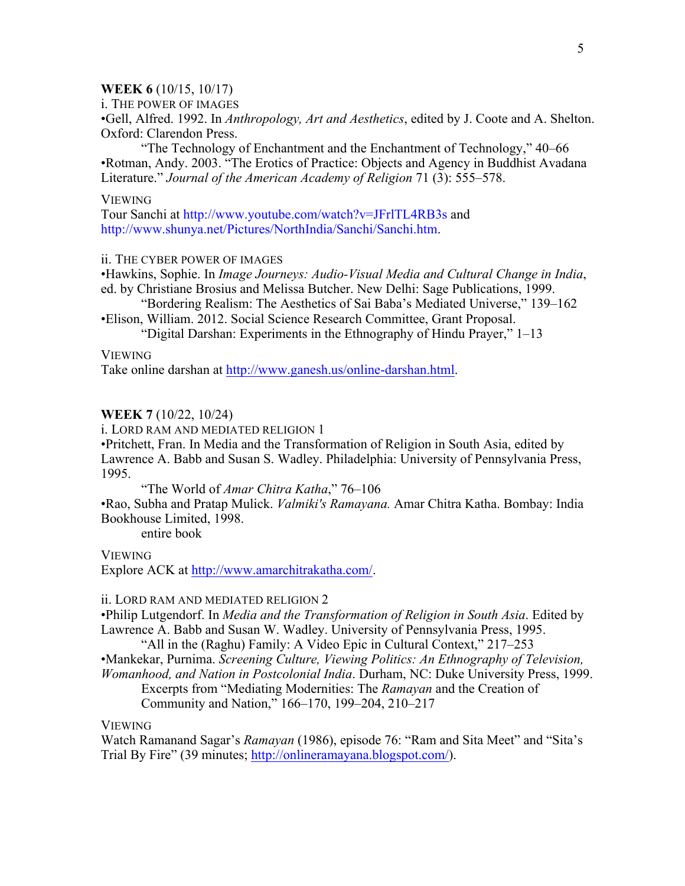**WEEK 6** (10/15, 10/17)

i. THE POWER OF IMAGES

•Gell, Alfred. 1992. In *Anthropology, Art and Aesthetics*, edited by J. Coote and A. Shelton. Oxford: Clarendon Press.

"The Technology of Enchantment and the Enchantment of Technology," 40–66

•Rotman, Andy. 2003. "The Erotics of Practice: Objects and Agency in Buddhist Avadana Literature." *Journal of the American Academy of Religion* 71 (3): 555–578.

VIEWING

Tour Sanchi at http://www.youtube.com/watch?v=JFrlTL4RB3s and http://www.shunya.net/Pictures/NorthIndia/Sanchi/Sanchi.htm.

ii. THE CYBER POWER OF IMAGES

•Hawkins, Sophie. In *Image Journeys: Audio-Visual Media and Cultural Change in India*, ed. by Christiane Brosius and Melissa Butcher. New Delhi: Sage Publications, 1999.

"Bordering Realism: The Aesthetics of Sai Baba's Mediated Universe," 139–162

•Elison, William. 2012. Social Science Research Committee, Grant Proposal.

"Digital Darshan: Experiments in the Ethnography of Hindu Prayer," 1–13

VIEWING

Take online darshan at http://www.ganesh.us/online-darshan.html.

**WEEK 7** (10/22, 10/24)

i. LORD RAM AND MEDIATED RELIGION 1

•Pritchett, Fran. In Media and the Transformation of Religion in South Asia, edited by Lawrence A. Babb and Susan S. Wadley. Philadelphia: University of Pennsylvania Press, 1995.

"The World of *Amar Chitra Katha*," 76–106

•Rao, Subha and Pratap Mulick. *Valmiki's Ramayana.* Amar Chitra Katha. Bombay: India Bookhouse Limited, 1998.

entire book

VIEWING

Explore ACK at http://www.amarchitrakatha.com/.

ii. LORD RAM AND MEDIATED RELIGION 2

•Philip Lutgendorf. In *Media and the Transformation of Religion in South Asia*. Edited by Lawrence A. Babb and Susan W. Wadley. University of Pennsylvania Press, 1995.

"All in the (Raghu) Family: A Video Epic in Cultural Context," 217–253

•Mankekar, Purnima. *Screening Culture, Viewing Politics: An Ethnography of Television, Womanhood, and Nation in Postcolonial India*. Durham, NC: Duke University Press, 1999.

Excerpts from "Mediating Modernities: The *Ramayan* and the Creation of Community and Nation," 166–170, 199–204, 210–217

VIEWING

Watch Ramanand Sagar's *Ramayan* (1986), episode 76: "Ram and Sita Meet" and "Sita's Trial By Fire" (39 minutes; http://onlineramayana.blogspot.com/).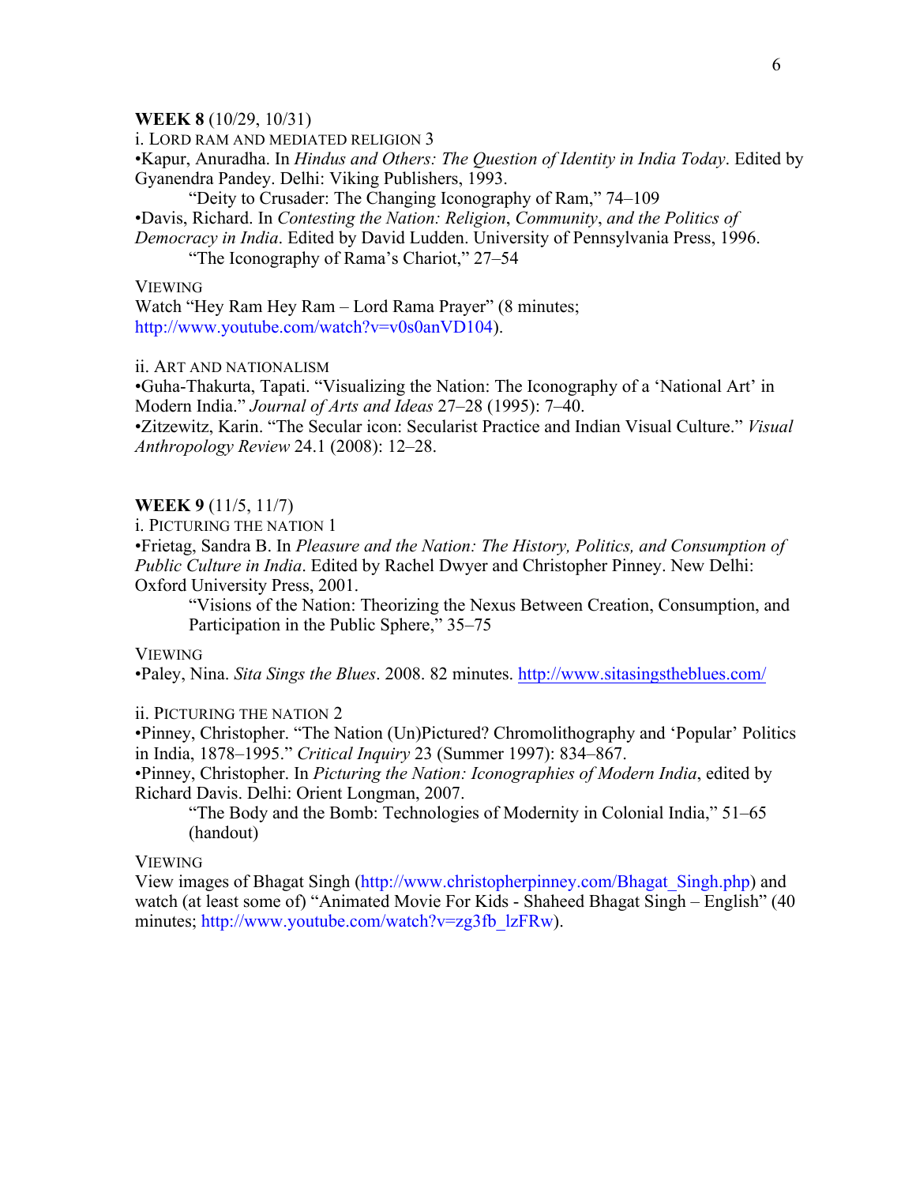**WEEK 8** (10/29, 10/31)

i. LORD RAM AND MEDIATED RELIGION 3

•Kapur, Anuradha. In *Hindus and Others: The Question of Identity in India Today*. Edited by Gyanendra Pandey. Delhi: Viking Publishers, 1993.

"Deity to Crusader: The Changing Iconography of Ram," 74–109

•Davis, Richard. In *Contesting the Nation: Religion, Community, and the Politics of Democracy in India*. Edited by David Ludden. University of Pennsylvania Press, 1996.

"The Iconography of Rama's Chariot," 27–54

VIEWING

Watch "Hey Ram Hey Ram – Lord Rama Prayer" (8 minutes; http://www.youtube.com/watch?v=v0s0anVD104).

ii. ART AND NATIONALISM

•Guha-Thakurta, Tapati. "Visualizing the Nation: The Iconography of a 'National Art' in Modern India." *Journal of Arts and Ideas* 27–28 (1995): 7–40.

•Zitzewitz, Karin. "The Secular icon: Secularist Practice and Indian Visual Culture." *Visual Anthropology Review* 24.1 (2008): 12–28.

**WEEK 9** (11/5, 11/7)

i. PICTURING THE NATION 1

•Frietag, Sandra B. In *Pleasure and the Nation: The History, Politics, and Consumption of Public Culture in India*. Edited by Rachel Dwyer and Christopher Pinney. New Delhi: Oxford University Press, 2001.

"Visions of the Nation: Theorizing the Nexus Between Creation, Consumption, and Participation in the Public Sphere," 35–75

VIEWING

•Paley, Nina. *Sita Sings the Blues*. 2008. 82 minutes. http://www.sitasingstheblues.com/

ii. PICTURING THE NATION 2

•Pinney, Christopher. "The Nation (Un)Pictured? Chromolithography and 'Popular' Politics in India, 1878–1995." *Critical Inquiry* 23 (Summer 1997): 834–867.

•Pinney, Christopher. In *Picturing the Nation: Iconographies of Modern India*, edited by Richard Davis. Delhi: Orient Longman, 2007.

"The Body and the Bomb: Technologies of Modernity in Colonial India," 51–65 (handout)

VIEWING

View images of Bhagat Singh (http://www.christopherpinney.com/Bhagat_Singh.php) and watch (at least some of) "Animated Movie For Kids - Shaheed Bhagat Singh – English" (40 minutes; http://www.youtube.com/watch?v=zg3fb_lzFRw).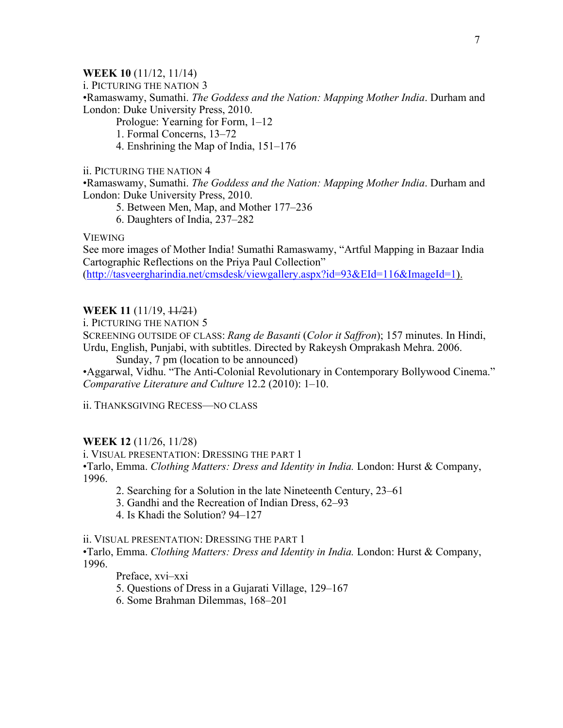**WEEK 10** (11/12, 11/14)

i. PICTURING THE NATION 3

•Ramaswamy, Sumathi. *The Goddess and the Nation: Mapping Mother India*. Durham and London: Duke University Press, 2010.

Prologue: Yearning for Form, 1–12
1. Formal Concerns, 13–72
4. Enshrining the Map of India, 151–176

ii. PICTURING THE NATION 4

•Ramaswamy, Sumathi. *The Goddess and the Nation: Mapping Mother India*. Durham and London: Duke University Press, 2010.

5. Between Men, Map, and Mother 177–236
6. Daughters of India, 237–282

VIEWING

See more images of Mother India! Sumathi Ramaswamy, "Artful Mapping in Bazaar India Cartographic Reflections on the Priya Paul Collection" (http://tasveergharindia.net/cmsdesk/viewgallery.aspx?id=93&EId=116&ImageId=1).

**WEEK 11** (11/19, ~~11/21~~)

i. PICTURING THE NATION 5

SCREENING OUTSIDE OF CLASS: *Rang de Basanti* (*Color it Saffron*); 157 minutes. In Hindi, Urdu, English, Punjabi, with subtitles. Directed by Rakeysh Omprakash Mehra. 2006.

Sunday, 7 pm (location to be announced)

•Aggarwal, Vidhu. "The Anti-Colonial Revolutionary in Contemporary Bollywood Cinema." *Comparative Literature and Culture* 12.2 (2010): 1–10.

ii. THANKSGIVING RECESS—NO CLASS

**WEEK 12** (11/26, 11/28)

i. VISUAL PRESENTATION: DRESSING THE PART 1

•Tarlo, Emma. *Clothing Matters: Dress and Identity in India.* London: Hurst & Company, 1996.

2. Searching for a Solution in the late Nineteenth Century, 23–61
3. Gandhi and the Recreation of Indian Dress, 62–93
4. Is Khadi the Solution? 94–127

ii. VISUAL PRESENTATION: DRESSING THE PART 1

•Tarlo, Emma. *Clothing Matters: Dress and Identity in India.* London: Hurst & Company, 1996.

Preface, xvi–xxi
5. Questions of Dress in a Gujarati Village, 129–167
6. Some Brahman Dilemmas, 168–201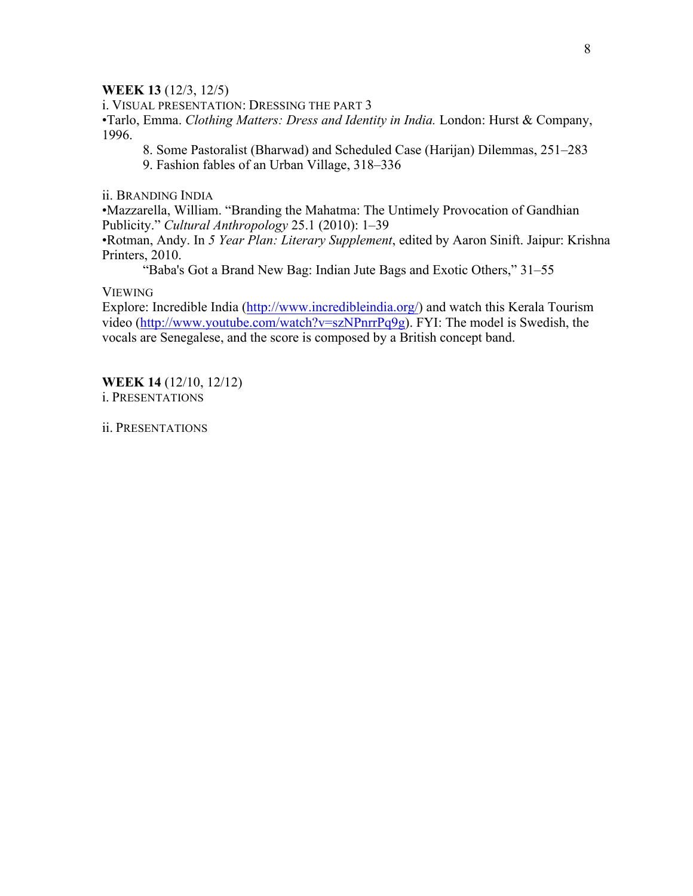**WEEK 13** (12/3, 12/5)

i. VISUAL PRESENTATION: DRESSING THE PART 3

•Tarlo, Emma. *Clothing Matters: Dress and Identity in India.* London: Hurst & Company, 1996.

8. Some Pastoralist (Bharwad) and Scheduled Case (Harijan) Dilemmas, 251–283
9. Fashion fables of an Urban Village, 318–336

ii. BRANDING INDIA

•Mazzarella, William. "Branding the Mahatma: The Untimely Provocation of Gandhian Publicity." *Cultural Anthropology* 25.1 (2010): 1–39

•Rotman, Andy. In *5 Year Plan: Literary Supplement*, edited by Aaron Sinift. Jaipur: Krishna Printers, 2010.

"Baba's Got a Brand New Bag: Indian Jute Bags and Exotic Others," 31–55

VIEWING

Explore: Incredible India (http://www.incredibleindia.org/) and watch this Kerala Tourism video (http://www.youtube.com/watch?v=szNPnrrPq9g). FYI: The model is Swedish, the vocals are Senegalese, and the score is composed by a British concept band.

**WEEK 14** (12/10, 12/12)

i. PRESENTATIONS

ii. PRESENTATIONS